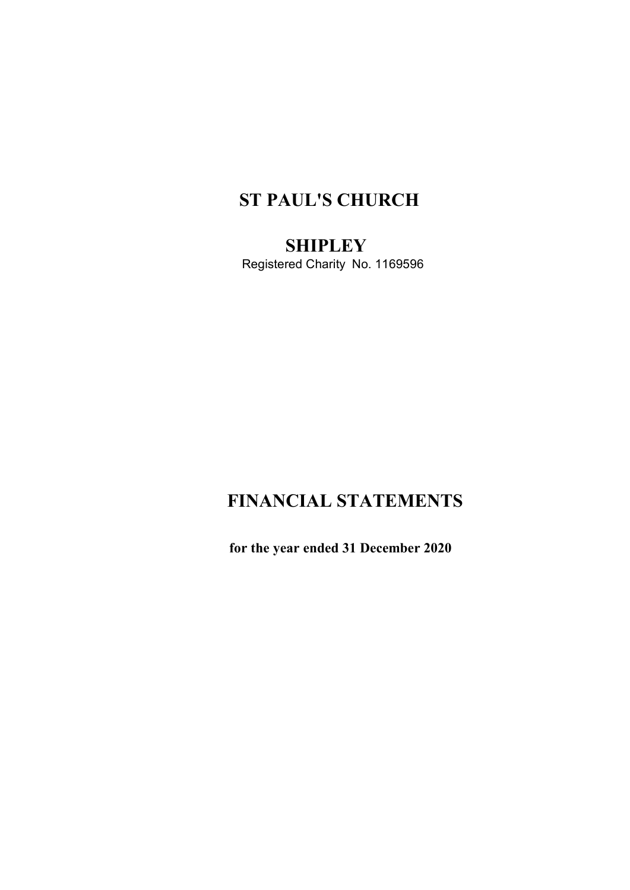# ST PAUL'S CHURCH

# SHIPLEY

Registered Charity No. 1169596

# FINANCIAL STATEMENTS

**for the year ended 31 December 2020**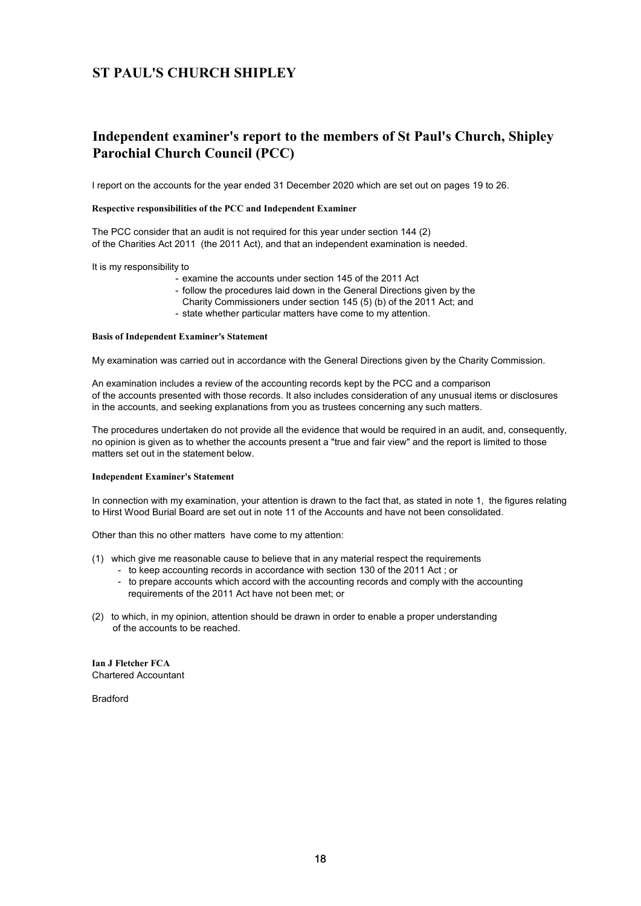# ST PAUL'S CHURCH SHIPLEY

## Independent examiner's report to the members of St Paul's Church, Shipley Parochial Church Council (PCC)

I report on the accounts for the year ended 31 December 2020 which are set out on pages 19 to 26.

**Respective responsibilities of the PCC and Independent Examiner**

The PCC consider that an audit is not required for this year under section 144 (2) of the Charities Act 2011 (the 2011 Act), and that an independent examination is needed.

It is my responsibility to

- examine the accounts under section 145 of the 2011 Act
- follow the procedures laid down in the General Directions given by the Charity Commissioners under section 145 (5) (b) of the 2011 Act; and
- state whether particular matters have come to my attention.

**Basis of Independent Examiner's Statement**

My examination was carried out in accordance with the General Directions given by the Charity Commission.

An examination includes a review of the accounting records kept by the PCC and a comparison of the accounts presented with those records. It also includes consideration of any unusual items or disclosures in the accounts, and seeking explanations from you as trustees concerning any such matters.

The procedures undertaken do not provide all the evidence that would be required in an audit, and, consequently, no opinion is given as to whether the accounts present a "true and fair view" and the report is limited to those matters set out in the statement below.

**Independent Examiner's Statement**

In connection with my examination, your attention is drawn to the fact that, as stated in note 1, the figures relating to Hirst Wood Burial Board are set out in note 11 of the Accounts and have not been consolidated.

Other than this no other matters have come to my attention:

(1) which give me reasonable cause to believe that in any material respect the requirements
   - to keep accounting records in accordance with section 130 of the 2011 Act ; or
   - to prepare accounts which accord with the accounting records and comply with the accounting requirements of the 2011 Act have not been met; or

(2) to which, in my opinion, attention should be drawn in order to enable a proper understanding of the accounts to be reached.

**Ian J Fletcher FCA**
Chartered Accountant

Bradford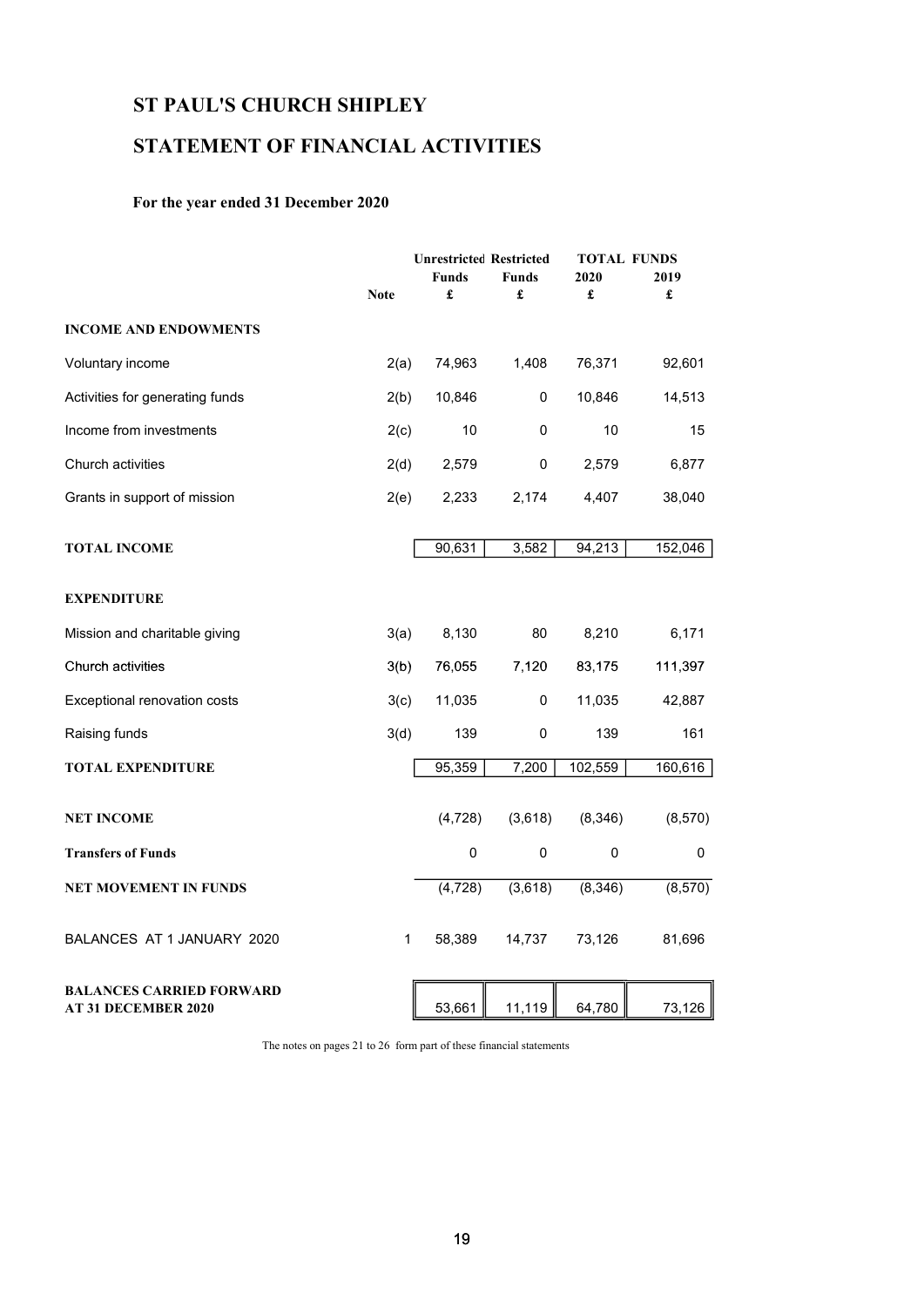# ST PAUL'S CHURCH SHIPLEY

# STATEMENT OF FINANCIAL ACTIVITIES

**For the year ended 31 December 2020**

| | Note | Unrestricted Funds £ | Restricted Funds £ | TOTAL FUNDS 2020 £ | TOTAL FUNDS 2019 £ |
|---|---|---|---|---|---|
| **INCOME AND ENDOWMENTS** | | | | | |
| Voluntary income | 2(a) | 74,963 | 1,408 | 76,371 | 92,601 |
| Activities for generating funds | 2(b) | 10,846 | 0 | 10,846 | 14,513 |
| Income from investments | 2(c) | 10 | 0 | 10 | 15 |
| Church activities | 2(d) | 2,579 | 0 | 2,579 | 6,877 |
| Grants in support of mission | 2(e) | 2,233 | 2,174 | 4,407 | 38,040 |
| **TOTAL INCOME** | | 90,631 | 3,582 | 94,213 | 152,046 |
| **EXPENDITURE** | | | | | |
| Mission and charitable giving | 3(a) | 8,130 | 80 | 8,210 | 6,171 |
| Church activities | 3(b) | 76,055 | 7,120 | 83,175 | 111,397 |
| Exceptional renovation costs | 3(c) | 11,035 | 0 | 11,035 | 42,887 |
| Raising funds | 3(d) | 139 | 0 | 139 | 161 |
| **TOTAL EXPENDITURE** | | 95,359 | 7,200 | 102,559 | 160,616 |
| **NET INCOME** | | (4,728) | (3,618) | (8,346) | (8,570) |
| **Transfers of Funds** | | 0 | 0 | 0 | 0 |
| **NET MOVEMENT IN FUNDS** | | (4,728) | (3,618) | (8,346) | (8,570) |
| BALANCES AT 1 JANUARY 2020 | 1 | 58,389 | 14,737 | 73,126 | 81,696 |
| **BALANCES CARRIED FORWARD AT 31 DECEMBER 2020** | | 53,661 | 11,119 | 64,780 | 73,126 |

The notes on pages 21 to 26 form part of these financial statements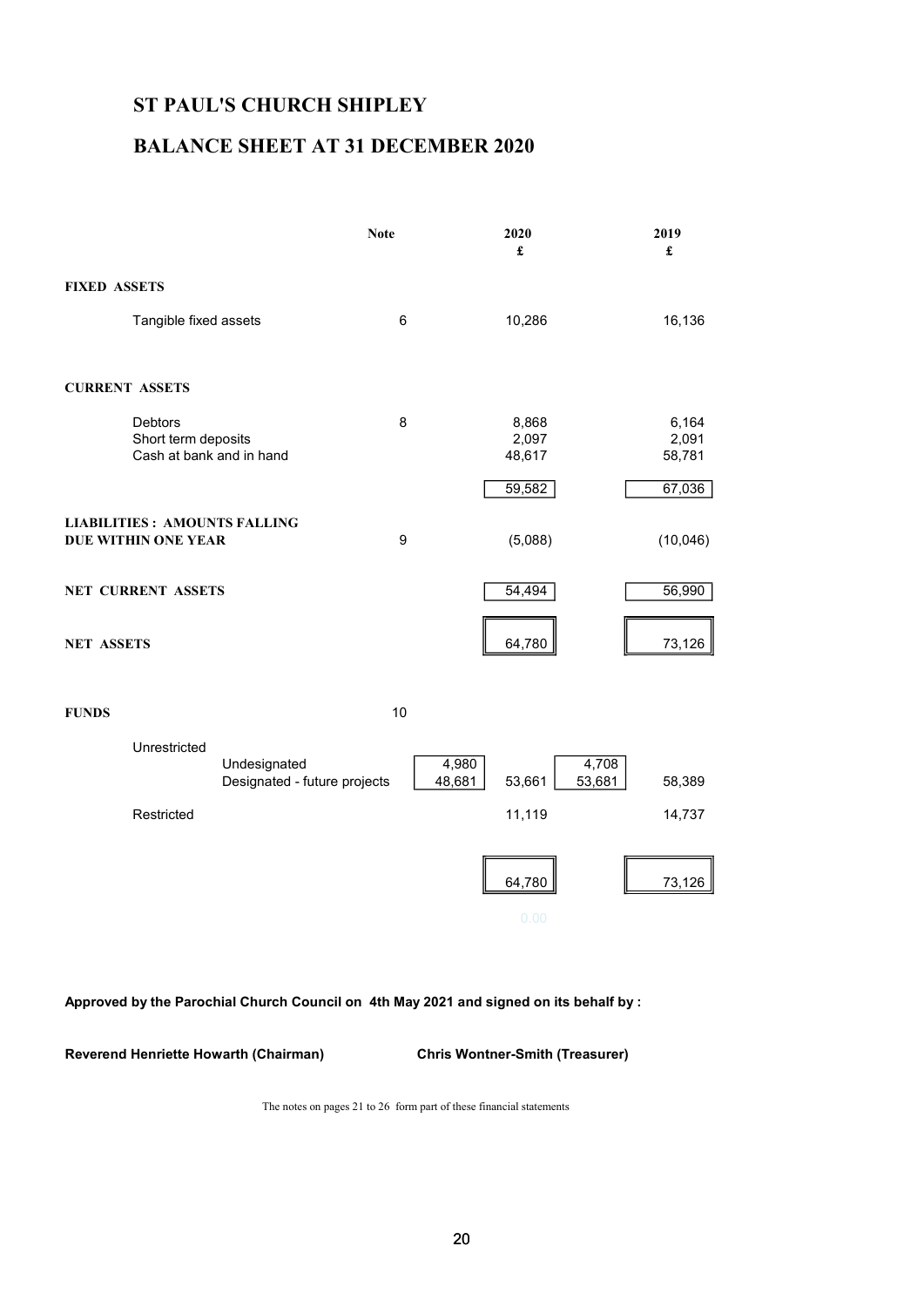# ST PAUL'S CHURCH SHIPLEY

## BALANCE SHEET AT 31 DECEMBER 2020

| | | Note | | 2020 £ | | 2019 £ |
|---|---|---|---|---|---|---|
| **FIXED ASSETS** | | | | | | |
| Tangible fixed assets | | 6 | | 10,286 | | 16,136 |
| **CURRENT ASSETS** | | | | | | |
| Debtors | | 8 | | 8,868 | | 6,164 |
| Short term deposits | | | | 2,097 | | 2,091 |
| Cash at bank and in hand | | | | 48,617 | | 58,781 |
| | | | | 59,582 | | 67,036 |
| **LIABILITIES : AMOUNTS FALLING DUE WITHIN ONE YEAR** | | 9 | | (5,088) | | (10,046) |
| **NET CURRENT ASSETS** | | | | 54,494 | | 56,990 |
| **NET ASSETS** | | | | 64,780 | | 73,126 |
| **FUNDS** | | 10 | | | | |
| Unrestricted | | | | | | |
| | Undesignated | | 4,980 | | 4,708 | |
| | Designated - future projects | | 48,681 | 53,661 | 53,681 | 58,389 |
| Restricted | | | | 11,119 | | 14,737 |
| | | | | 64,780 | | 73,126 |

**Approved by the Parochial Church Council on 4th May 2021 and signed on its behalf by :**

**Reverend Henriette Howarth (Chairman)** **Chris Wontner-Smith (Treasurer)**

The notes on pages 21 to 26 form part of these financial statements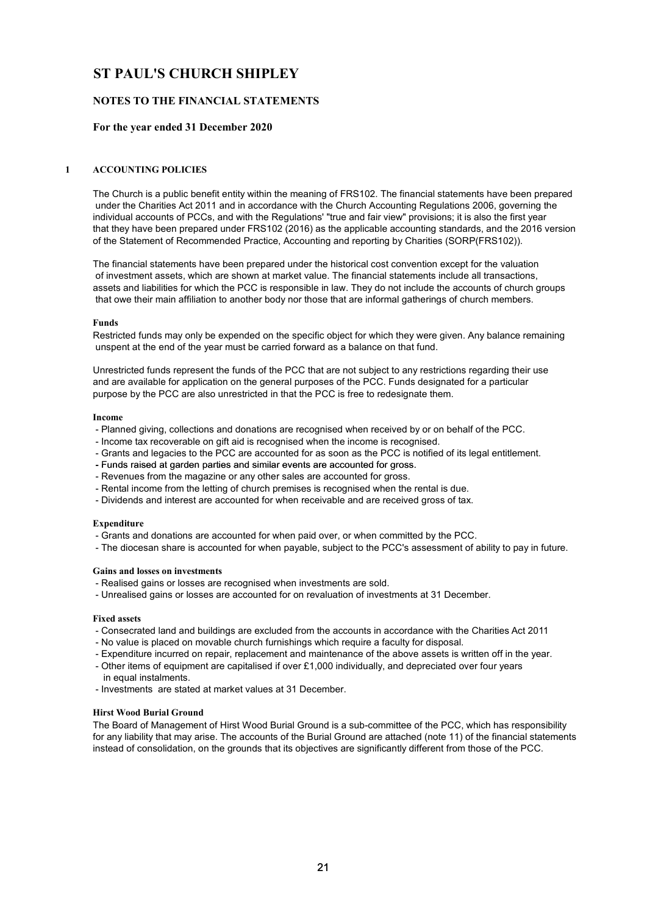# ST PAUL'S CHURCH SHIPLEY

## NOTES TO THE FINANCIAL STATEMENTS

### For the year ended 31 December 2020

### 1 ACCOUNTING POLICIES

The Church is a public benefit entity within the meaning of FRS102. The financial statements have been prepared under the Charities Act 2011 and in accordance with the Church Accounting Regulations 2006, governing the individual accounts of PCCs, and with the Regulations' "true and fair view" provisions; it is also the first year that they have been prepared under FRS102 (2016) as the applicable accounting standards, and the 2016 version of the Statement of Recommended Practice, Accounting and reporting by Charities (SORP(FRS102)).

The financial statements have been prepared under the historical cost convention except for the valuation of investment assets, which are shown at market value. The financial statements include all transactions, assets and liabilities for which the PCC is responsible in law. They do not include the accounts of church groups that owe their main affiliation to another body nor those that are informal gatherings of church members.

**Funds**

Restricted funds may only be expended on the specific object for which they were given. Any balance remaining unspent at the end of the year must be carried forward as a balance on that fund.

Unrestricted funds represent the funds of the PCC that are not subject to any restrictions regarding their use and are available for application on the general purposes of the PCC. Funds designated for a particular purpose by the PCC are also unrestricted in that the PCC is free to redesignate them.

**Income**

- Planned giving, collections and donations are recognised when received by or on behalf of the PCC.
- Income tax recoverable on gift aid is recognised when the income is recognised.
- Grants and legacies to the PCC are accounted for as soon as the PCC is notified of its legal entitlement.
- Funds raised at garden parties and similar events are accounted for gross.
- Revenues from the magazine or any other sales are accounted for gross.
- Rental income from the letting of church premises is recognised when the rental is due.
- Dividends and interest are accounted for when receivable and are received gross of tax.

**Expenditure**

- Grants and donations are accounted for when paid over, or when committed by the PCC.
- The diocesan share is accounted for when payable, subject to the PCC's assessment of ability to pay in future.

**Gains and losses on investments**

- Realised gains or losses are recognised when investments are sold.
- Unrealised gains or losses are accounted for on revaluation of investments at 31 December.

**Fixed assets**

- Consecrated land and buildings are excluded from the accounts in accordance with the Charities Act 2011
- No value is placed on movable church furnishings which require a faculty for disposal.
- Expenditure incurred on repair, replacement and maintenance of the above assets is written off in the year.
- Other items of equipment are capitalised if over £1,000 individually, and depreciated over four years in equal instalments.
- Investments are stated at market values at 31 December.

**Hirst Wood Burial Ground**

The Board of Management of Hirst Wood Burial Ground is a sub-committee of the PCC, which has responsibility for any liability that may arise. The accounts of the Burial Ground are attached (note 11) of the financial statements instead of consolidation, on the grounds that its objectives are significantly different from those of the PCC.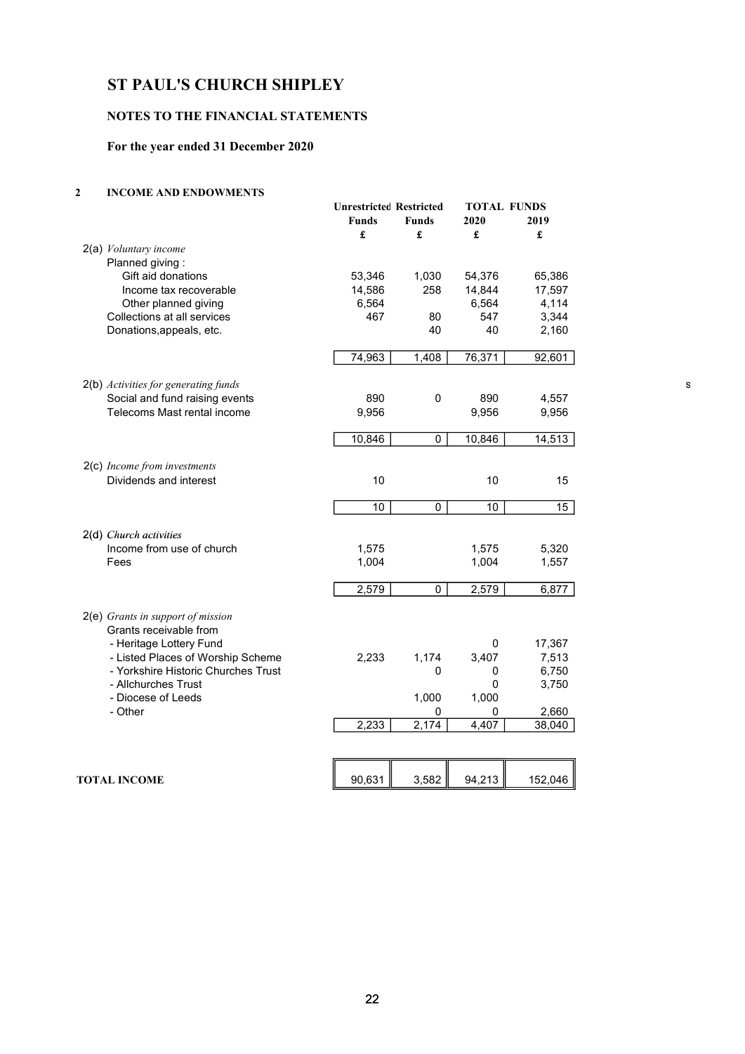# ST PAUL'S CHURCH SHIPLEY

## NOTES TO THE FINANCIAL STATEMENTS

### For the year ended 31 December 2020

### 2 INCOME AND ENDOWMENTS

| | Unrestricted Funds | Restricted Funds | TOTAL FUNDS 2020 | TOTAL FUNDS 2019 |
|---|---|---|---|---|
| | £ | £ | £ | £ |
| 2(a) *Voluntary income* | | | | |
| Planned giving : | | | | |
| Gift aid donations | 53,346 | 1,030 | 54,376 | 65,386 |
| Income tax recoverable | 14,586 | 258 | 14,844 | 17,597 |
| Other planned giving | 6,564 | | 6,564 | 4,114 |
| Collections at all services | 467 | 80 | 547 | 3,344 |
| Donations,appeals, etc. | | 40 | 40 | 2,160 |
| | 74,963 | 1,408 | 76,371 | 92,601 |
| 2(b) *Activities for generating funds* | | | | |
| Social and fund raising events | 890 | 0 | 890 | 4,557 |
| Telecoms Mast rental income | 9,956 | | 9,956 | 9,956 |
| | 10,846 | 0 | 10,846 | 14,513 |
| 2(c) *Income from investments* | | | | |
| Dividends and interest | 10 | | 10 | 15 |
| | 10 | 0 | 10 | 15 |
| 2(d) *Church activities* | | | | |
| Income from use of church | 1,575 | | 1,575 | 5,320 |
| Fees | 1,004 | | 1,004 | 1,557 |
| | 2,579 | 0 | 2,579 | 6,877 |
| 2(e) *Grants in support of mission* | | | | |
| Grants receivable from | | | | |
| - Heritage Lottery Fund | | | 0 | 17,367 |
| - Listed Places of Worship Scheme | 2,233 | 1,174 | 3,407 | 7,513 |
| - Yorkshire Historic Churches Trust | | 0 | 0 | 6,750 |
| - Allchurches Trust | | | 0 | 3,750 |
| - Diocese of Leeds | | 1,000 | 1,000 | |
| - Other | | 0 | 0 | 2,660 |
| | 2,233 | 2,174 | 4,407 | 38,040 |
| **TOTAL INCOME** | 90,631 | 3,582 | 94,213 | 152,046 |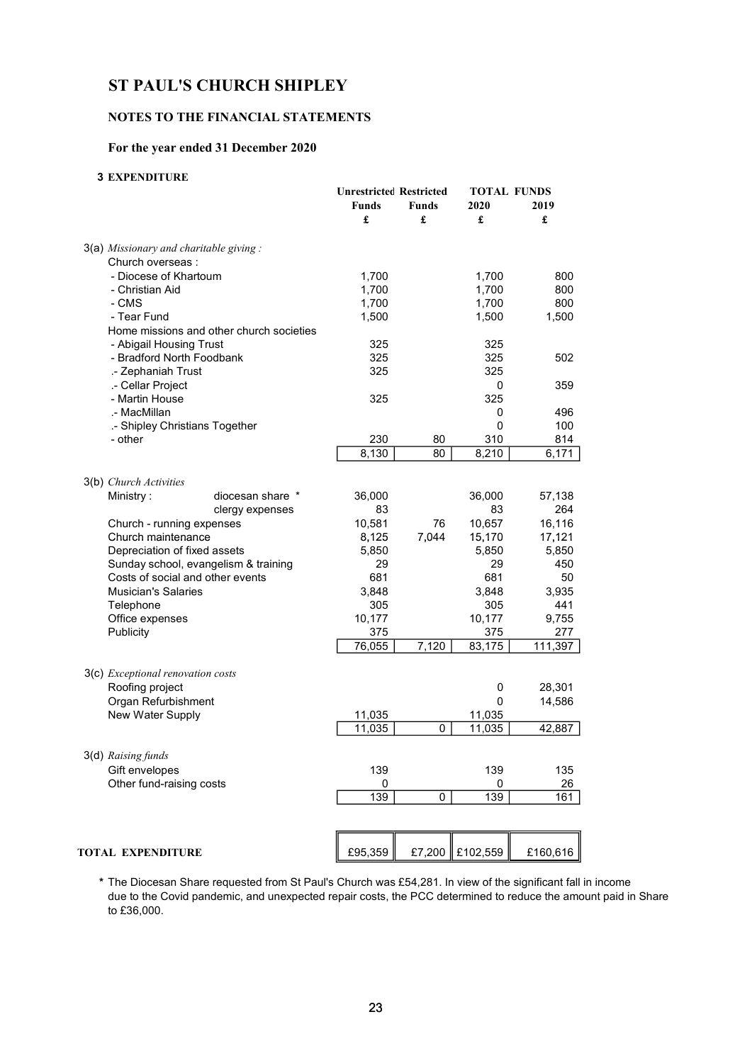# ST PAUL'S CHURCH SHIPLEY

## NOTES TO THE FINANCIAL STATEMENTS

### For the year ended 31 December 2020

**3 EXPENDITURE**

| | | Unrestricted Funds £ | Restricted Funds £ | TOTAL FUNDS 2020 £ | TOTAL FUNDS 2019 £ |
|---|---|---|---|---|---|
| 3(a) *Missionary and charitable giving :* | | | | | |
| Church overseas : | | | | | |
| - Diocese of Khartoum | | 1,700 | | 1,700 | 800 |
| - Christian Aid | | 1,700 | | 1,700 | 800 |
| - CMS | | 1,700 | | 1,700 | 800 |
| - Tear Fund | | 1,500 | | 1,500 | 1,500 |
| Home missions and other church societies | | | | | |
| - Abigail Housing Trust | | 325 | | 325 | |
| - Bradford North Foodbank | | 325 | | 325 | 502 |
| .- Zephaniah Trust | | 325 | | 325 | |
| .- Cellar Project | | | | 0 | 359 |
| - Martin House | | 325 | | 325 | |
| .- MacMillan | | | | 0 | 496 |
| .- Shipley Christians Together | | | | 0 | 100 |
| - other | | 230 | 80 | 310 | 814 |
| | | 8,130 | 80 | 8,210 | 6,171 |
| 3(b) *Church Activities* | | | | | |
| Ministry : | diocesan share * | 36,000 | | 36,000 | 57,138 |
| | clergy expenses | 83 | | 83 | 264 |
| Church - running expenses | | 10,581 | 76 | 10,657 | 16,116 |
| Church maintenance | | 8,125 | 7,044 | 15,170 | 17,121 |
| Depreciation of fixed assets | | 5,850 | | 5,850 | 5,850 |
| Sunday school, evangelism & training | | 29 | | 29 | 450 |
| Costs of social and other events | | 681 | | 681 | 50 |
| Musician's Salaries | | 3,848 | | 3,848 | 3,935 |
| Telephone | | 305 | | 305 | 441 |
| Office expenses | | 10,177 | | 10,177 | 9,755 |
| Publicity | | 375 | | 375 | 277 |
| | | 76,055 | 7,120 | 83,175 | 111,397 |
| 3(c) *Exceptional renovation costs* | | | | | |
| Roofing project | | | | 0 | 28,301 |
| Organ Refurbishment | | | | 0 | 14,586 |
| New Water Supply | | 11,035 | | 11,035 | |
| | | 11,035 | 0 | 11,035 | 42,887 |
| 3(d) *Raising funds* | | | | | |
| Gift envelopes | | 139 | | 139 | 135 |
| Other fund-raising costs | | 0 | | 0 | 26 |
| | | 139 | 0 | 139 | 161 |
| **TOTAL EXPENDITURE** | | £95,359 | £7,200 | £102,559 | £160,616 |

\* The Diocesan Share requested from St Paul's Church was £54,281. In view of the significant fall in income due to the Covid pandemic, and unexpected repair costs, the PCC determined to reduce the amount paid in Share to £36,000.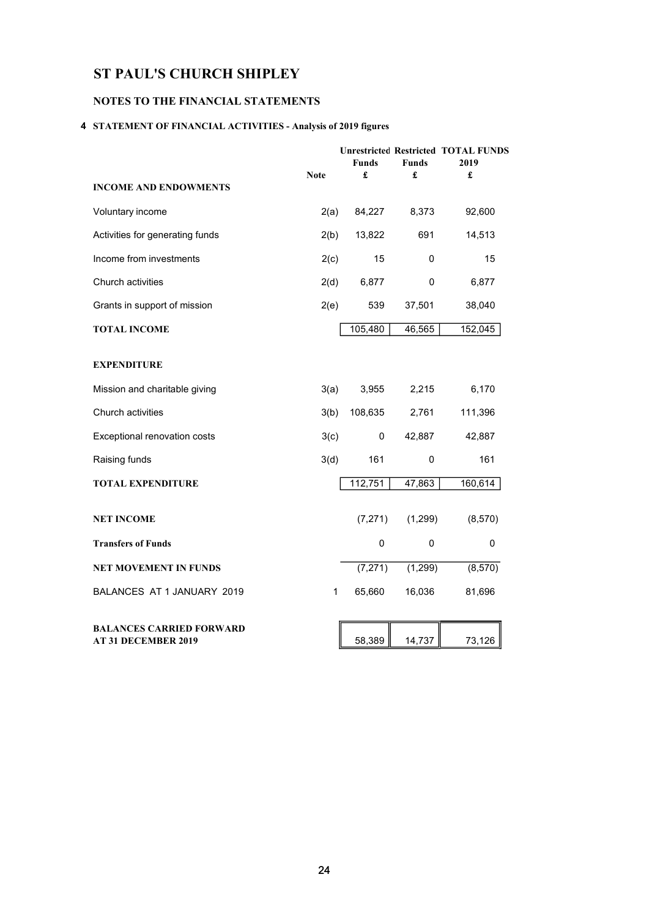# ST PAUL'S CHURCH SHIPLEY

## NOTES TO THE FINANCIAL STATEMENTS

### 4 STATEMENT OF FINANCIAL ACTIVITIES - Analysis of 2019 figures

| | Note | Unrestricted Funds £ | Restricted Funds £ | TOTAL FUNDS 2019 £ |
|---|---|---|---|---|
| **INCOME AND ENDOWMENTS** | | | | |
| Voluntary income | 2(a) | 84,227 | 8,373 | 92,600 |
| Activities for generating funds | 2(b) | 13,822 | 691 | 14,513 |
| Income from investments | 2(c) | 15 | 0 | 15 |
| Church activities | 2(d) | 6,877 | 0 | 6,877 |
| Grants in support of mission | 2(e) | 539 | 37,501 | 38,040 |
| **TOTAL INCOME** | | 105,480 | 46,565 | 152,045 |
| **EXPENDITURE** | | | | |
| Mission and charitable giving | 3(a) | 3,955 | 2,215 | 6,170 |
| Church activities | 3(b) | 108,635 | 2,761 | 111,396 |
| Exceptional renovation costs | 3(c) | 0 | 42,887 | 42,887 |
| Raising funds | 3(d) | 161 | 0 | 161 |
| **TOTAL EXPENDITURE** | | 112,751 | 47,863 | 160,614 |
| **NET INCOME** | | (7,271) | (1,299) | (8,570) |
| **Transfers of Funds** | | 0 | 0 | 0 |
| **NET MOVEMENT IN FUNDS** | | (7,271) | (1,299) | (8,570) |
| BALANCES AT 1 JANUARY 2019 | 1 | 65,660 | 16,036 | 81,696 |
| **BALANCES CARRIED FORWARD AT 31 DECEMBER 2019** | | 58,389 | 14,737 | 73,126 |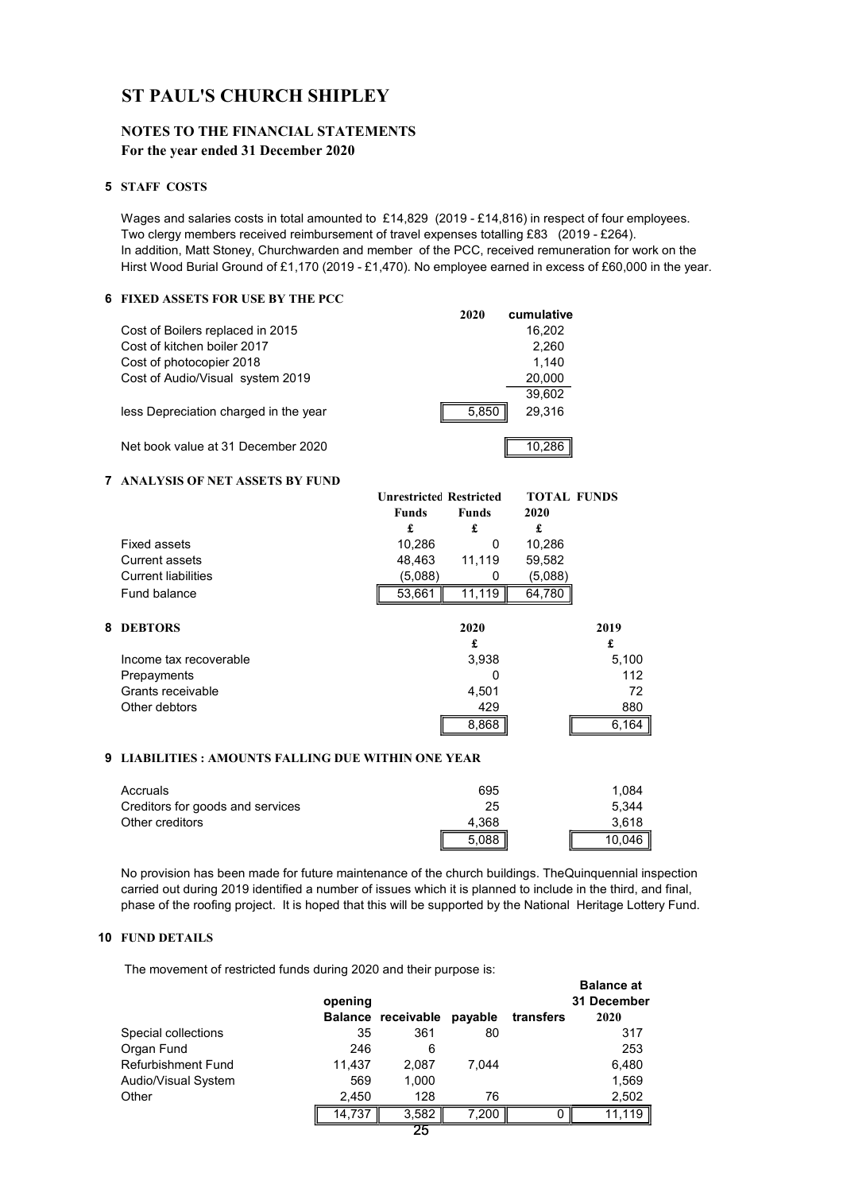# ST PAUL'S CHURCH SHIPLEY

## NOTES TO THE FINANCIAL STATEMENTS

**For the year ended 31 December 2020**

### 5 STAFF COSTS

Wages and salaries costs in total amounted to £14,829 (2019 - £14,816) in respect of four employees. Two clergy members received reimbursement of travel expenses totalling £83 (2019 - £264). In addition, Matt Stoney, Churchwarden and member of the PCC, received remuneration for work on the Hirst Wood Burial Ground of £1,170 (2019 - £1,470). No employee earned in excess of £60,000 in the year.

### 6 FIXED ASSETS FOR USE BY THE PCC

| | 2020 | cumulative |
|---|---|---|
| Cost of Boilers replaced in 2015 | | 16,202 |
| Cost of kitchen boiler 2017 | | 2,260 |
| Cost of photocopier 2018 | | 1,140 |
| Cost of Audio/Visual system 2019 | | 20,000 |
| | | 39,602 |
| less Depreciation charged in the year | 5,850 | 29,316 |
| Net book value at 31 December 2020 | | 10,286 |

### 7 ANALYSIS OF NET ASSETS BY FUND

| | Unrestricted Funds | Restricted Funds | TOTAL FUNDS 2020 |
|---|---|---|---|
| | £ | £ | £ |
| Fixed assets | 10,286 | 0 | 10,286 |
| Current assets | 48,463 | 11,119 | 59,582 |
| Current liabilities | (5,088) | 0 | (5,088) |
| Fund balance | 53,661 | 11,119 | 64,780 |

### 8 DEBTORS

| | 2020 | 2019 |
|---|---|---|
| | £ | £ |
| Income tax recoverable | 3,938 | 5,100 |
| Prepayments | 0 | 112 |
| Grants receivable | 4,501 | 72 |
| Other debtors | 429 | 880 |
| | 8,868 | 6,164 |

### 9 LIABILITIES : AMOUNTS FALLING DUE WITHIN ONE YEAR

| | 2020 | 2019 |
|---|---|---|
| Accruals | 695 | 1,084 |
| Creditors for goods and services | 25 | 5,344 |
| Other creditors | 4,368 | 3,618 |
| | 5,088 | 10,046 |

No provision has been made for future maintenance of the church buildings. TheQuinquennial inspection carried out during 2019 identified a number of issues which it is planned to include in the third, and final, phase of the roofing project. It is hoped that this will be supported by the National Heritage Lottery Fund.

### 10 FUND DETAILS

The movement of restricted funds during 2020 and their purpose is:

| | opening Balance | receivable | payable | transfers | Balance at 31 December 2020 |
|---|---|---|---|---|---|
| Special collections | 35 | 361 | 80 | | 317 |
| Organ Fund | 246 | 6 | | | 253 |
| Refurbishment Fund | 11,437 | 2,087 | 7,044 | | 6,480 |
| Audio/Visual System | 569 | 1,000 | | | 1,569 |
| Other | 2,450 | 128 | 76 | | 2,502 |
| | 14,737 | 3,582 | 7,200 | 0 | 11,119 |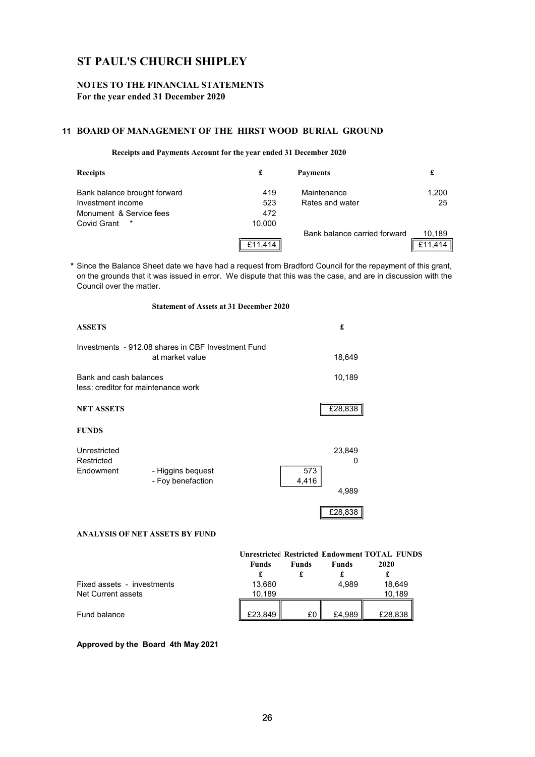# ST PAUL'S CHURCH SHIPLEY

## NOTES TO THE FINANCIAL STATEMENTS
**For the year ended 31 December 2020**

### 11 BOARD OF MANAGEMENT OF THE HIRST WOOD BURIAL GROUND

**Receipts and Payments Account for the year ended 31 December 2020**

| Receipts | £ | Payments | £ |
|---|---|---|---|
| Bank balance brought forward | 419 | Maintenance | 1,200 |
| Investment income | 523 | Rates and water | 25 |
| Monument & Service fees | 472 | | |
| Covid Grant * | 10,000 | | |
| | | Bank balance carried forward | 10,189 |
| | £11,414 | | £11,414 |

\* Since the Balance Sheet date we have had a request from Bradford Council for the repayment of this grant, on the grounds that it was issued in error. We dispute that this was the case, and are in discussion with the Council over the matter.

**Statement of Assets at 31 December 2020**

| | | | £ |
|---|---|---|---|
| **ASSETS** | | | |
| Investments - 912.08 shares in CBF Investment Fund at market value | | | 18,649 |
| Bank and cash balances | | | 10,189 |
| less: creditor for maintenance work | | | |
| **NET ASSETS** | | | £28,838 |
| **FUNDS** | | | |
| Unrestricted | | | 23,849 |
| Restricted | | | 0 |
| Endowment | - Higgins bequest | 573 | |
| | - Foy benefaction | 4,416 | |
| | | | 4,989 |
| | | | £28,838 |

**ANALYSIS OF NET ASSETS BY FUND**

| | Unrestricted Funds | Restricted Funds | Endowment Funds | TOTAL FUNDS 2020 |
|---|---|---|---|---|
| | £ | £ | £ | £ |
| Fixed assets - investments | 13,660 | | 4,989 | 18,649 |
| Net Current assets | 10,189 | | | 10,189 |
| Fund balance | £23,849 | £0 | £4,989 | £28,838 |

**Approved by the Board 4th May 2021**